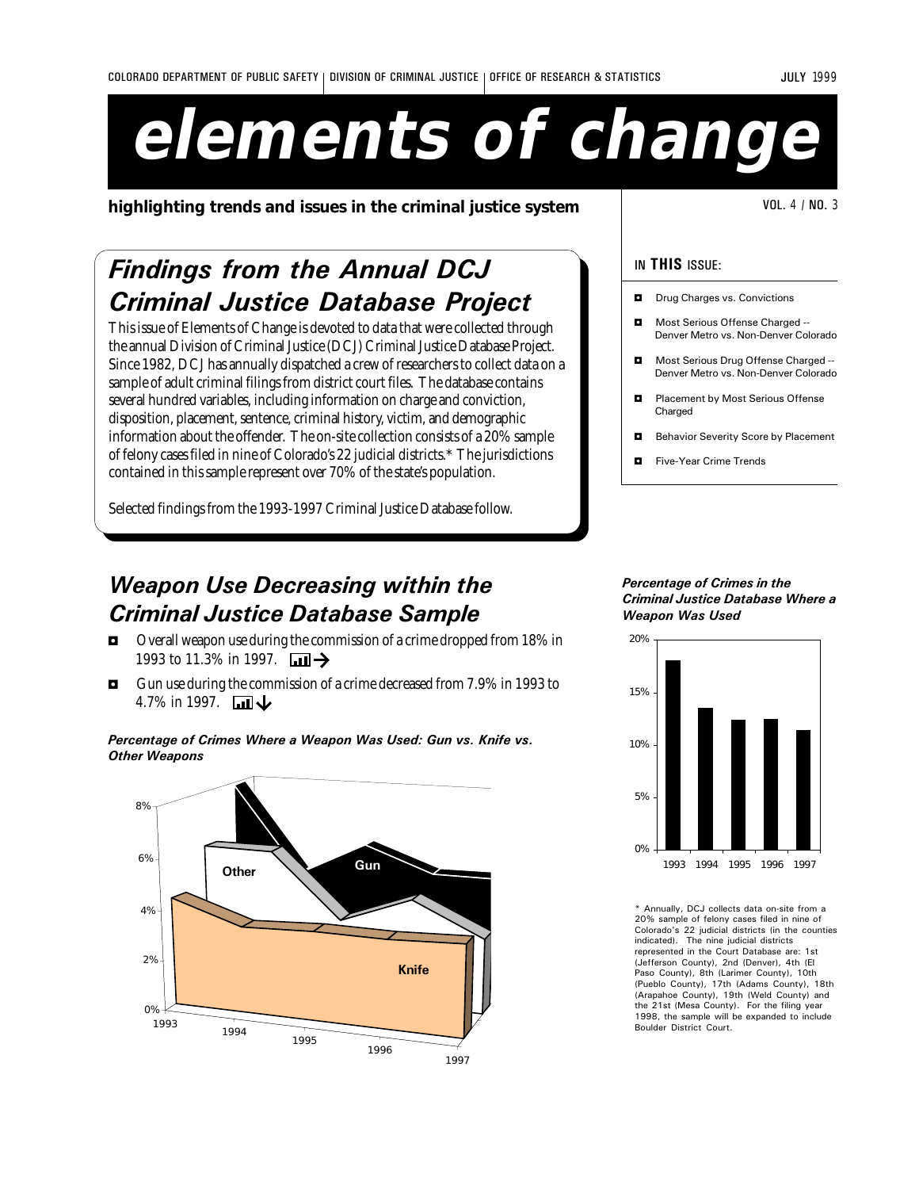# elements of change

**highlighting trends and issues in the criminal justice system**

## Findings from the Annual DCJ Criminal Justice Database Project

This issue of Elements of Change is devoted to data that were collected through the annual Division of Criminal Justice (DCJ) Criminal Justice Database Project. Since 1982, DCJ has annually dispatched a crew of researchers to collect data on a sample of adult criminal filings from district court files. The database contains several hundred variables, including information on charge and conviction, disposition, placement, sentence, criminal history, victim, and demographic information about the offender. The on-site collection consists of a 20% sample of felony cases filed in nine of Colorado's 22 judicial districts.* The jurisdictions contained in this sample represent over 70% of the state's population.

Selected findings from the 1993-1997 Criminal Justice Database follow.

### IN THIS ISSUE:

- Drug Charges vs. Convictions
- Most Serious Offense Charged -- Denver Metro vs. Non-Denver Colorado
- Most Serious Drug Offense Charged -- Denver Metro vs. Non-Denver Colorado
- Placement by Most Serious Offense Charged
- Behavior Severity Score by Placement
- Five-Year Crime Trends

## Weapon Use Decreasing within the Criminal Justice Database Sample

- Overall weapon use during the commission of a crime dropped from 18% in 1993 to 11.3% in 1997. →
- Gun use during the commission of a crime decreased from 7.9% in 1993 to 4.7% in 1997. ↓

***Percentage of Crimes Where a Weapon Was Used: Gun vs. Knife vs. Other Weapons***

***Percentage of Crimes in the Criminal Justice Database Where a Weapon Was Used***

\* Annually, DCJ collects data on-site from a 20% sample of felony cases filed in nine of Colorado's 22 judicial districts (in the counties indicated). The nine judicial districts represented in the Court Database are: 1st (Jefferson County), 2nd (Denver), 4th (El Paso County), 8th (Larimer County), 10th (Pueblo County), 17th (Adams County), 18th (Arapahoe County), 19th (Weld County) and the 21st (Mesa County). For the filing year 1998, the sample will be expanded to include Boulder District Court.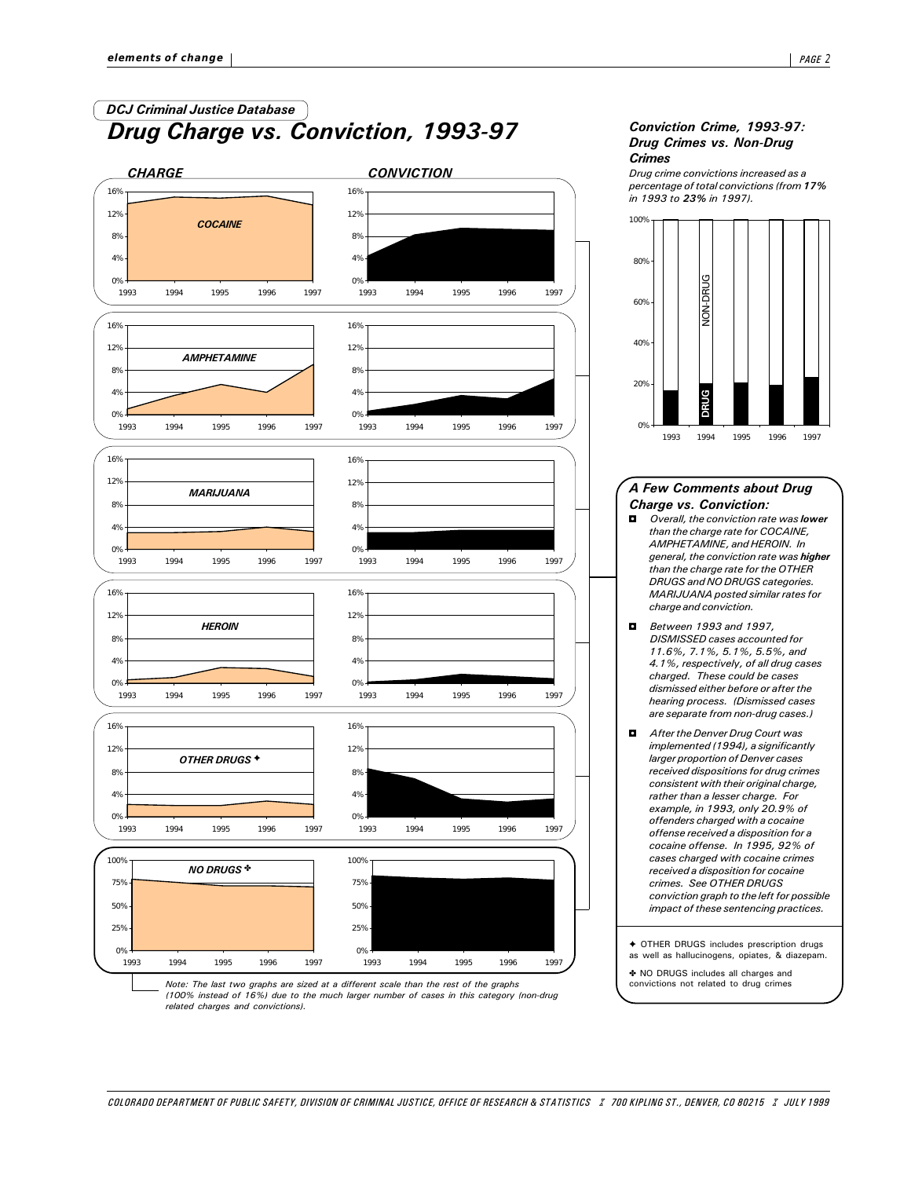DCJ Criminal Justice Database

# Drug Charge vs. Conviction, 1993-97

CHARGE | CONVICTION

COCAINE

AMPHETAMINE

MARIJUANA

HEROIN

OTHER DRUGS ✦

NO DRUGS ✤

Note: The last two graphs are sized at a different scale than the rest of the graphs (100% instead of 16%) due to the much larger number of cases in this category (non-drug related charges and convictions).

## Conviction Crime, 1993-97: Drug Crimes vs. Non-Drug Crimes

*Drug crime convictions increased as a percentage of total convictions (from **17%** in 1993 to **23%** in 1997).*

## A Few Comments about Drug Charge vs. Conviction:

- *Overall, the conviction rate was **lower** than the charge rate for COCAINE, AMPHETAMINE, and HEROIN. In general, the conviction rate was **higher** than the charge rate for the OTHER DRUGS and NO DRUGS categories. MARIJUANA posted similar rates for charge and conviction.*
- *Between 1993 and 1997, DISMISSED cases accounted for 11.6%, 7.1%, 5.1%, 5.5%, and 4.1%, respectively, of all drug cases charged. These could be cases dismissed either before or after the hearing process. (Dismissed cases are separate from non-drug cases.)*
- *After the Denver Drug Court was implemented (1994), a significantly larger proportion of Denver cases received dispositions for drug crimes consistent with their original charge, rather than a lesser charge. For example, in 1993, only 20.9% of offenders charged with a cocaine offense received a disposition for a cocaine offense. In 1995, 92% of cases charged with cocaine crimes received a disposition for cocaine crimes. See OTHER DRUGS conviction graph to the left for possible impact of these sentencing practices.*

✦ OTHER DRUGS includes prescription drugs as well as hallucinogens, opiates, & diazepam.

✤ NO DRUGS includes all charges and convictions not related to drug crimes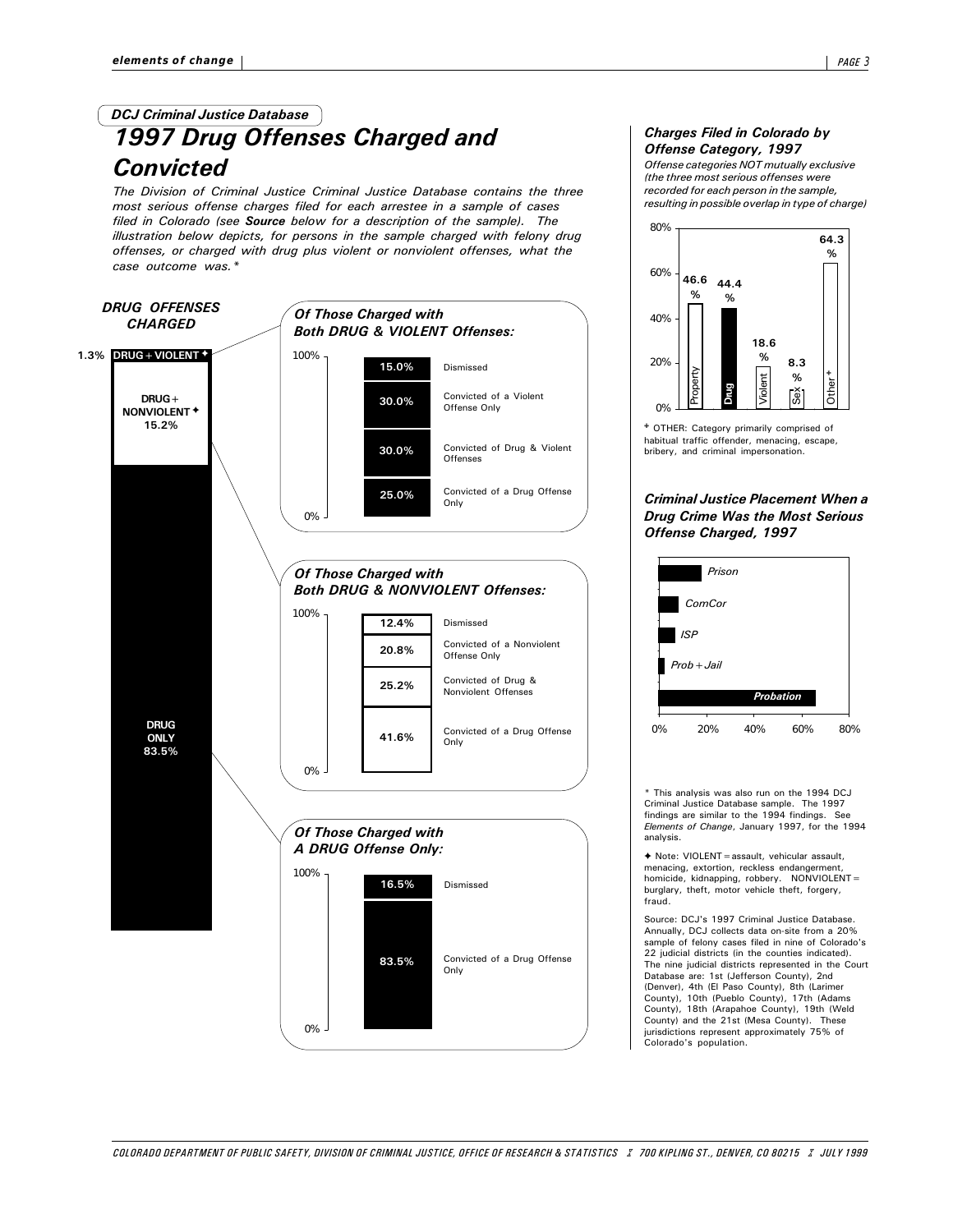*DCJ Criminal Justice Database*

# *1997 Drug Offenses Charged and Convicted*

*The Division of Criminal Justice Criminal Justice Database contains the three most serious offense charges filed for each arrestee in a sample of cases filed in Colorado (see **Source** below for a description of the sample). The illustration below depicts, for persons in the sample charged with felony drug offenses, or charged with drug plus violent or nonviolent offenses, what the case outcome was.**

### *DRUG OFFENSES CHARGED*

| Category | Percent |
|---|---|
| DRUG + VIOLENT ✦ | 1.3% |
| DRUG + NONVIOLENT ✦ | 15.2% |
| DRUG ONLY | 83.5% |

### *Of Those Charged with Both DRUG & VIOLENT Offenses:*

| Outcome | Percent |
|---|---|
| Dismissed | 15.0% |
| Convicted of a Violent Offense Only | 30.0% |
| Convicted of Drug & Violent Offenses | 30.0% |
| Convicted of a Drug Offense Only | 25.0% |

### *Of Those Charged with Both DRUG & NONVIOLENT Offenses:*

| Outcome | Percent |
|---|---|
| Dismissed | 12.4% |
| Convicted of a Nonviolent Offense Only | 20.8% |
| Convicted of Drug & Nonviolent Offenses | 25.2% |
| Convicted of a Drug Offense Only | 41.6% |

### *Of Those Charged with A DRUG Offense Only:*

| Outcome | Percent |
|---|---|
| Dismissed | 16.5% |
| Convicted of a Drug Offense Only | 83.5% |

### *Charges Filed in Colorado by Offense Category, 1997*

*Offense categories NOT mutually exclusive (the three most serious offenses were recorded for each person in the sample, resulting in possible overlap in type of charge)*

| Offense Category | Percent |
|---|---|
| Property | 46.6% |
| Drug | 44.4% |
| Violent | 18.6% |
| Sex | 8.3% |
| Other+ | 64.3% |

+ OTHER: Category primarily comprised of habitual traffic offender, menacing, escape, bribery, and criminal impersonation.

### *Criminal Justice Placement When a Drug Crime Was the Most Serious Offense Charged, 1997*

(Horizontal bar chart, scale 0%–80%; categories: Prison, ComCor, ISP, Prob + Jail, Probation)

\* This analysis was also run on the 1994 DCJ Criminal Justice Database sample. The 1997 findings are similar to the 1994 findings. See *Elements of Change*, January 1997, for the 1994 analysis.

✦ Note: VIOLENT = assault, vehicular assault, menacing, extortion, reckless endangerment, homicide, kidnapping, robbery. NONVIOLENT = burglary, theft, motor vehicle theft, forgery, fraud.

Source: DCJ's 1997 Criminal Justice Database. Annually, DCJ collects data on-site from a 20% sample of felony cases filed in nine of Colorado's 22 judicial districts (in the counties indicated). The nine judicial districts represented in the Court Database are: 1st (Jefferson County), 2nd (Denver), 4th (El Paso County), 8th (Larimer County), 10th (Pueblo County), 17th (Adams County), 18th (Arapahoe County), 19th (Weld County) and the 21st (Mesa County). These jurisdictions represent approximately 75% of Colorado's population.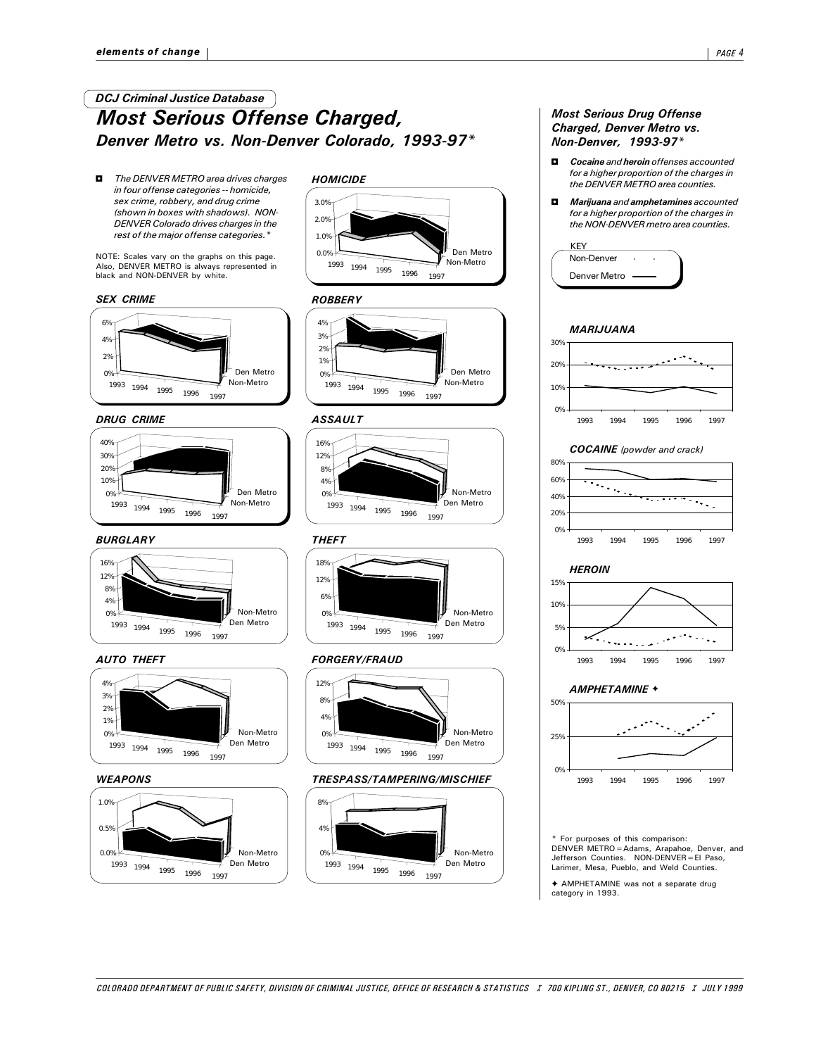*DCJ Criminal Justice Database*

# *Most Serious Offense Charged, Denver Metro vs. Non-Denver Colorado, 1993-97**

- *The DENVER METRO area drives charges in four offense categories -- homicide, sex crime, robbery, and drug crime (shown in boxes with shadows). NON-DENVER Colorado drives charges in the rest of the major offense categories.**

NOTE: Scales vary on the graphs on this page. Also, DENVER METRO is always represented in black and NON-DENVER by white.

### *HOMICIDE*

### *SEX CRIME*

### *ROBBERY*

### *DRUG CRIME*

### *ASSAULT*

### *BURGLARY*

### *THEFT*

### *AUTO THEFT*

### *FORGERY/FRAUD*

### *WEAPONS*

### *TRESPASS/TAMPERING/MISCHIEF*

## *Most Serious Drug Offense Charged, Denver Metro vs. Non-Denver, 1993-97**

- ***Cocaine*** *and* ***heroin*** *offenses accounted for a higher proportion of the charges in the DENVER METRO area counties.*
- ***Marijuana*** *and* ***amphetamines*** *accounted for a higher proportion of the charges in the NON-DENVER metro area counties.*

KEY: Non-Denver (dotted line); Denver Metro (solid line)

### *MARIJUANA*

### *COCAINE (powder and crack)*

### *HEROIN*

### *AMPHETAMINE ✦*

\* For purposes of this comparison: DENVER METRO = Adams, Arapahoe, Denver, and Jefferson Counties. NON-DENVER = El Paso, Larimer, Mesa, Pueblo, and Weld Counties.

✦ AMPHETAMINE was not a separate drug category in 1993.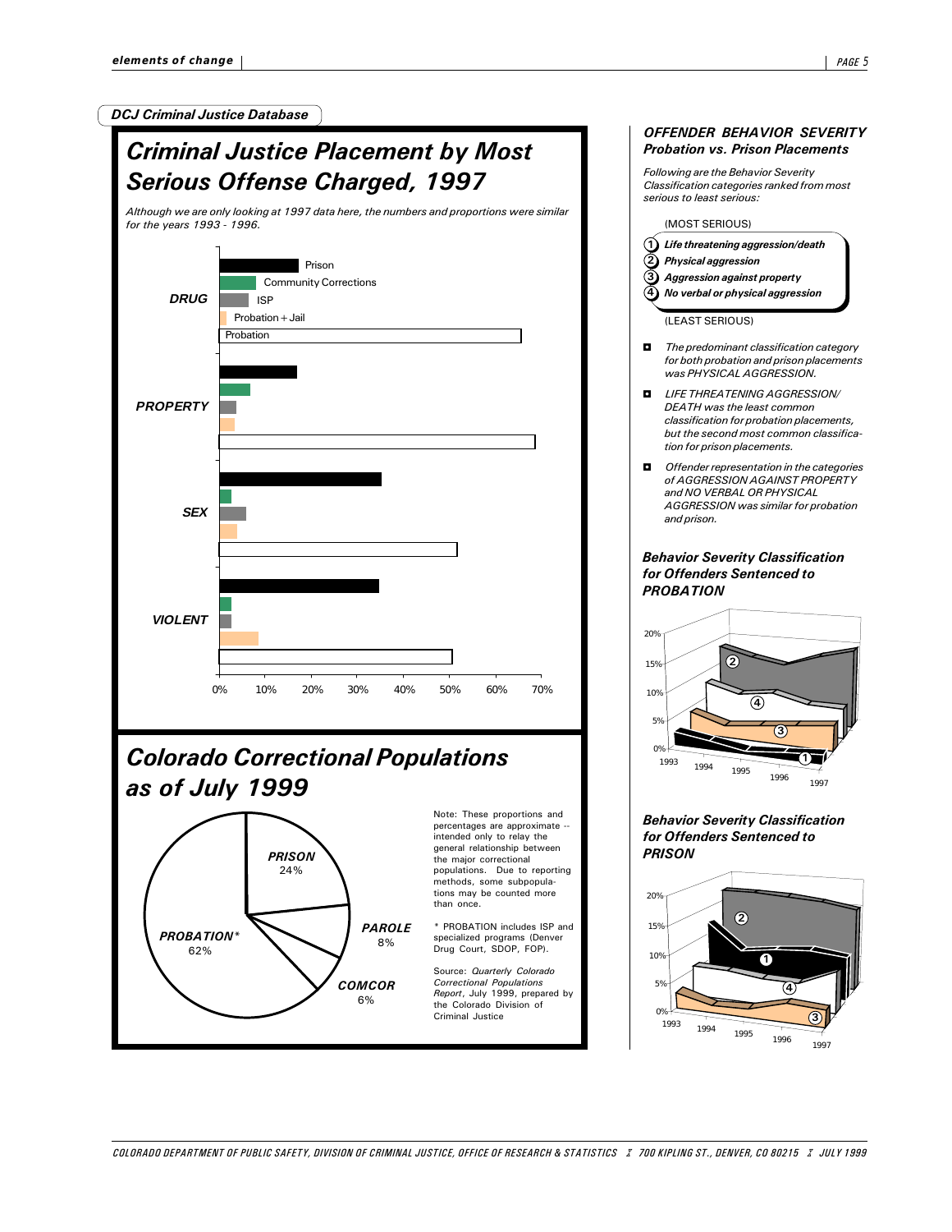DCJ Criminal Justice Database

## Criminal Justice Placement by Most Serious Offense Charged, 1997

*Although we are only looking at 1997 data here, the numbers and proportions were similar for the years 1993 - 1996.*

DRUG — Prison, Community Corrections, ISP, Probation + Jail, Probation

PROPERTY

SEX

VIOLENT

0% 10% 20% 30% 40% 50% 60% 70%

## Colorado Correctional Populations as of July 1999

PRISON 24%

PAROLE 8%

COMCOR 6%

PROBATION* 62%

Note: These proportions and percentages are approximate -- intended only to relay the general relationship between the major correctional populations. Due to reporting methods, some subpopulations may be counted more than once.

\* PROBATION includes ISP and specialized programs (Denver Drug Court, SDOP, FOP).

Source: *Quarterly Colorado Correctional Populations Report*, July 1999, prepared by the Colorado Division of Criminal Justice

### OFFENDER BEHAVIOR SEVERITY
### Probation vs. Prison Placements

*Following are the Behavior Severity Classification categories ranked from most serious to least serious:*

(MOST SERIOUS)

1. ***Life threatening aggression/death***
2. ***Physical aggression***
3. ***Aggression against property***
4. ***No verbal or physical aggression***

(LEAST SERIOUS)

- *The predominant classification category for both probation and prison placements was PHYSICAL AGGRESSION.*
- *LIFE THREATENING AGGRESSION/DEATH was the least common classification for probation placements, but the second most common classification for prison placements.*
- *Offender representation in the categories of AGGRESSION AGAINST PROPERTY and NO VERBAL OR PHYSICAL AGGRESSION was similar for probation and prison.*

#### Behavior Severity Classification for Offenders Sentenced to PROBATION

0% 5% 10% 15% 20%

1993 1994 1995 1996 1997

#### Behavior Severity Classification for Offenders Sentenced to PRISON

0% 5% 10% 15% 20%

1993 1994 1995 1996 1997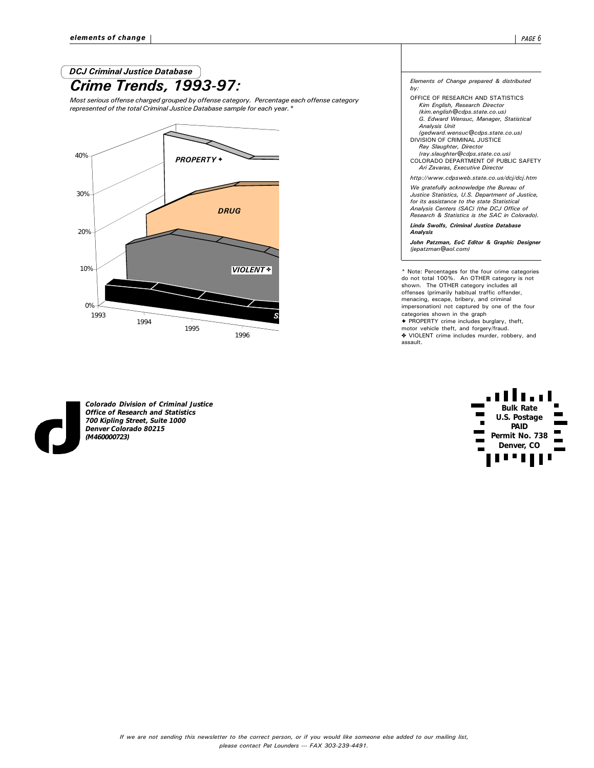DCJ Criminal Justice Database

# *Crime Trends, 1993-97:*

*Most serious offense charged grouped by offense category. Percentage each offense category represented of the total Criminal Justice Database sample for each year.* *

40%

30%

20%

10%

0%

1993

1994

1995

1996

PROPERTY ✦

DRUG

VIOLENT ✤

S

*Elements of Change prepared & distributed by:*

OFFICE OF RESEARCH AND STATISTICS
*Kim English, Research Director*
*(kim.english@cdps.state.co.us)*
*G. Edward Wensuc, Manager, Statistical Analysis Unit*
*(gedward.wensuc@cdps.state.co.us)*
DIVISION OF CRIMINAL JUSTICE
*Ray Slaughter, Director*
*(ray.slaughter@cdps.state.co.us)*
COLORADO DEPARTMENT OF PUBLIC SAFETY
*Ari Zavaras, Executive Director*

*http://www.cdpsweb.state.co.us/dcj/dcj.htm*

*We gratefully acknowledge the Bureau of Justice Statistics, U.S. Department of Justice, for its assistance to the state Statistical Analysis Centers (SAC) (the DCJ Office of Research & Statistics is the SAC in Colorado).*

***Linda Swolfs, Criminal Justice Database Analysis***

***John Patzman, EoC Editor & Graphic Designer*** *(jepatzman@aol.com)*

* Note: Percentages for the four crime categories do not total 100%. An OTHER category is not shown. The OTHER category includes all offenses (primarily habitual traffic offender, menacing, escape, bribery, and criminal impersonation) not captured by one of the four categories shown in the graph

✦ PROPERTY crime includes burglary, theft, motor vehicle theft, and forgery/fraud.

✤ VIOLENT crime includes murder, robbery, and assault.

***Colorado Division of Criminal Justice***
***Office of Research and Statistics***
***700 Kipling Street, Suite 1000***
***Denver Colorado 80215***
***(M460000723)***

**Bulk Rate**
**U.S. Postage**
**PAID**
**Permit No. 738**
**Denver, CO**

*If we are not sending this newsletter to the correct person, or if you would like someone else added to our mailing list, please contact Pat Lounders --- FAX 303-239-4491.*